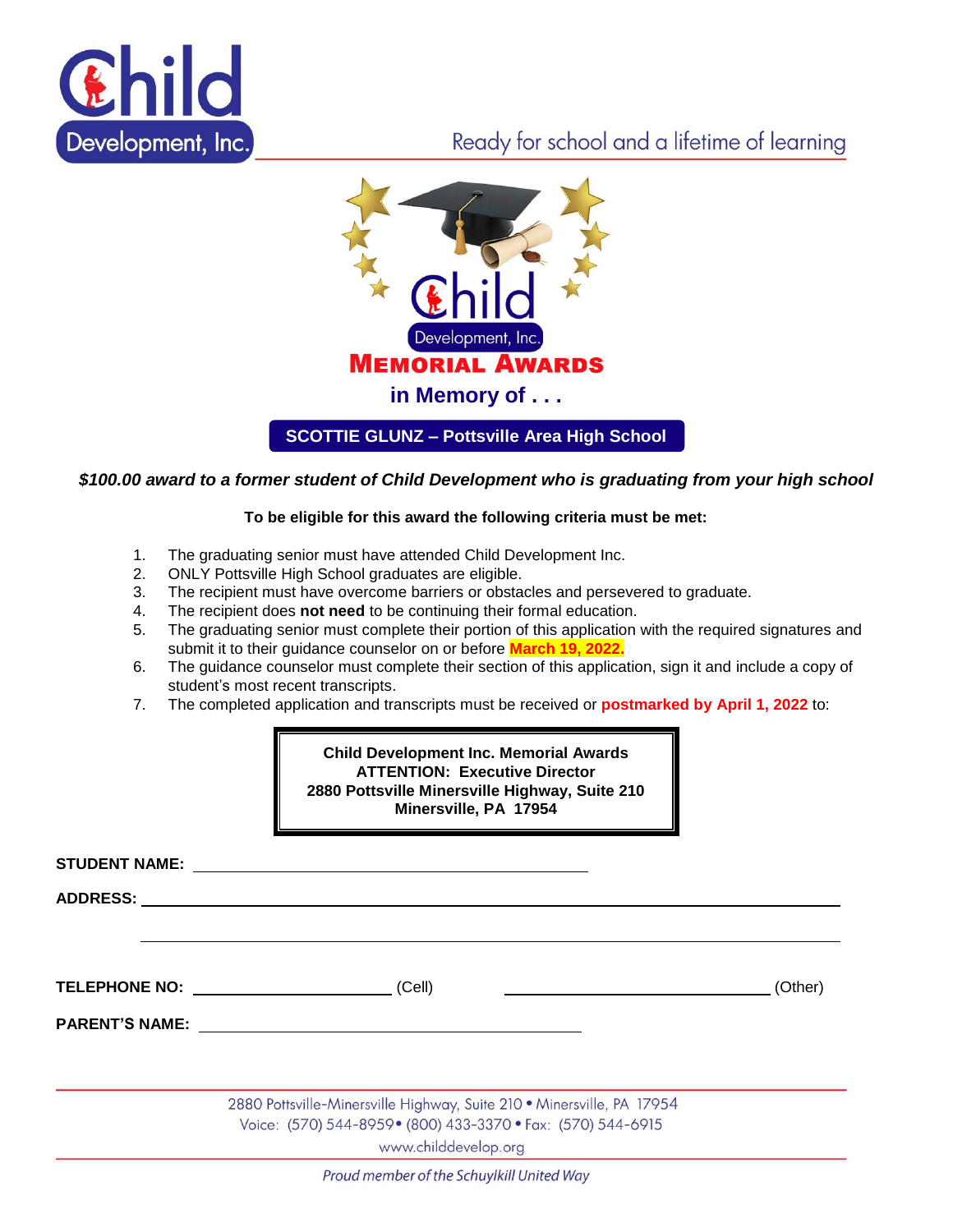Child Development, Inc.

Ready for school and a lifetime of learning

Child Development, Inc.

# MEMORIAL AWARDS

## in Memory of . . .

## SCOTTIE GLUNZ – Pottsville Area High School

***$100.00 award to a former student of Child Development who is graduating from your high school***

**To be eligible for this award the following criteria must be met:**

1. The graduating senior must have attended Child Development Inc.
2. ONLY Pottsville High School graduates are eligible.
3. The recipient must have overcome barriers or obstacles and persevered to graduate.
4. The recipient does **not need** to be continuing their formal education.
5. The graduating senior must complete their portion of this application with the required signatures and submit it to their guidance counselor on or before **March 19, 2022.**
6. The guidance counselor must complete their section of this application, sign it and include a copy of student's most recent transcripts.
7. The completed application and transcripts must be received or **postmarked by April 1, 2022** to:

**Child Development Inc. Memorial Awards**
**ATTENTION: Executive Director**
**2880 Pottsville Minersville Highway, Suite 210**
**Minersville, PA 17954**

**STUDENT NAME:** ______________________________

**ADDRESS:** ______________________________________________

______________________________________________

**TELEPHONE NO:** ____________________ (Cell) ____________________ (Other)

**PARENT'S NAME:** ______________________________

2880 Pottsville-Minersville Highway, Suite 210 • Minersville, PA 17954
Voice: (570) 544-8959 • (800) 433-3370 • Fax: (570) 544-6915
www.childdevelop.org

*Proud member of the Schuylkill United Way*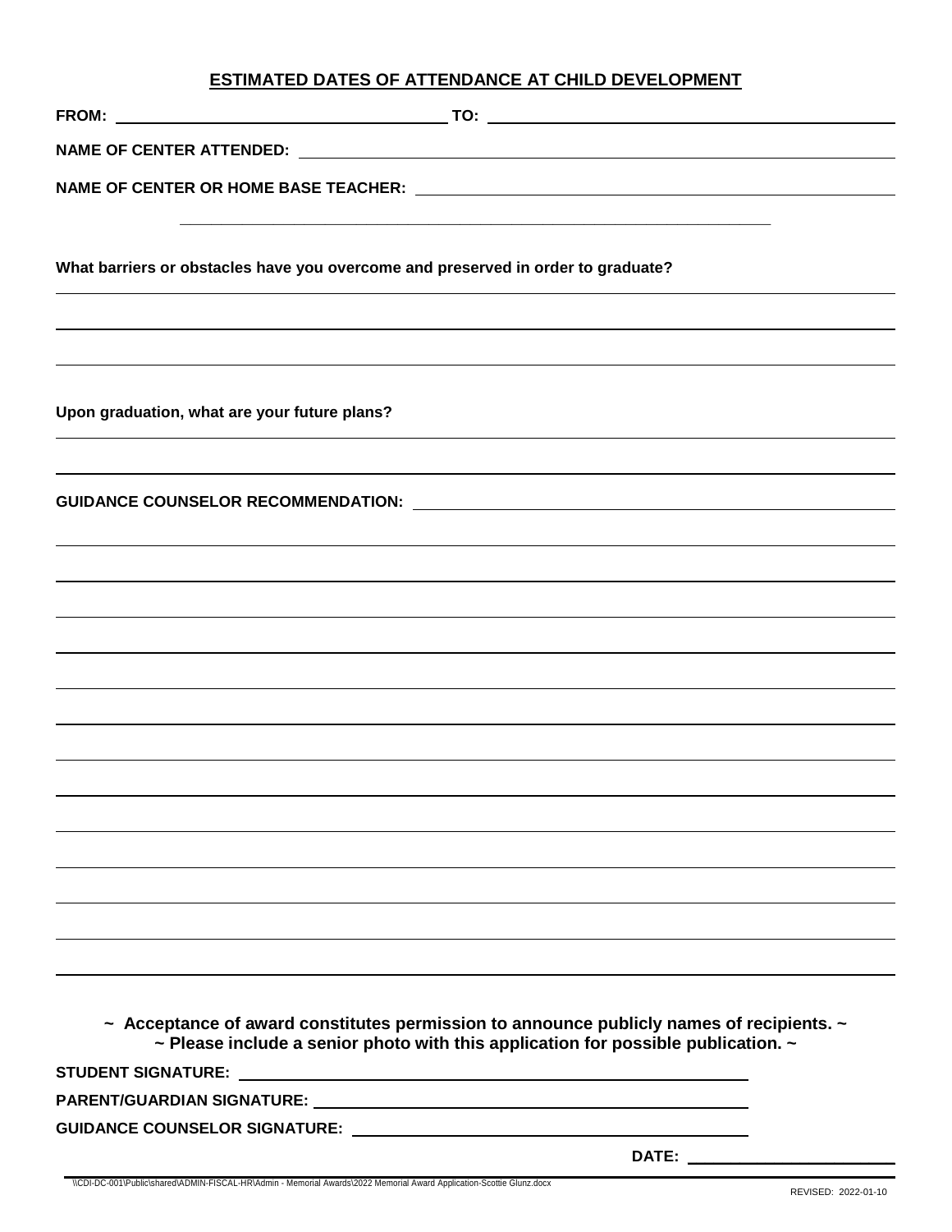## ESTIMATED DATES OF ATTENDANCE AT CHILD DEVELOPMENT

**FROM:** ______________________________ **TO:** ______________________________

**NAME OF CENTER ATTENDED:** ______________________________

**NAME OF CENTER OR HOME BASE TEACHER:** ______________________________

______________________________

**What barriers or obstacles have you overcome and preserved in order to graduate?**

______________________________

______________________________

______________________________

**Upon graduation, what are your future plans?**

______________________________

______________________________

**GUIDANCE COUNSELOR RECOMMENDATION:** ______________________________

______________________________

______________________________

______________________________

______________________________

______________________________

______________________________

______________________________

______________________________

______________________________

______________________________

______________________________

______________________________

______________________________

**~ Acceptance of award constitutes permission to announce publicly names of recipients. ~**
**~ Please include a senior photo with this application for possible publication. ~**

**STUDENT SIGNATURE:** ______________________________

**PARENT/GUARDIAN SIGNATURE:** ______________________________

**GUIDANCE COUNSELOR SIGNATURE:** ______________________________

**DATE:** ______________________________

\\CDI-DC-001\Public\shared\ADMIN-FISCAL-HR\Admin - Memorial Awards\2022 Memorial Award Application-Scottie Glunz.docx

REVISED: 2022-01-10